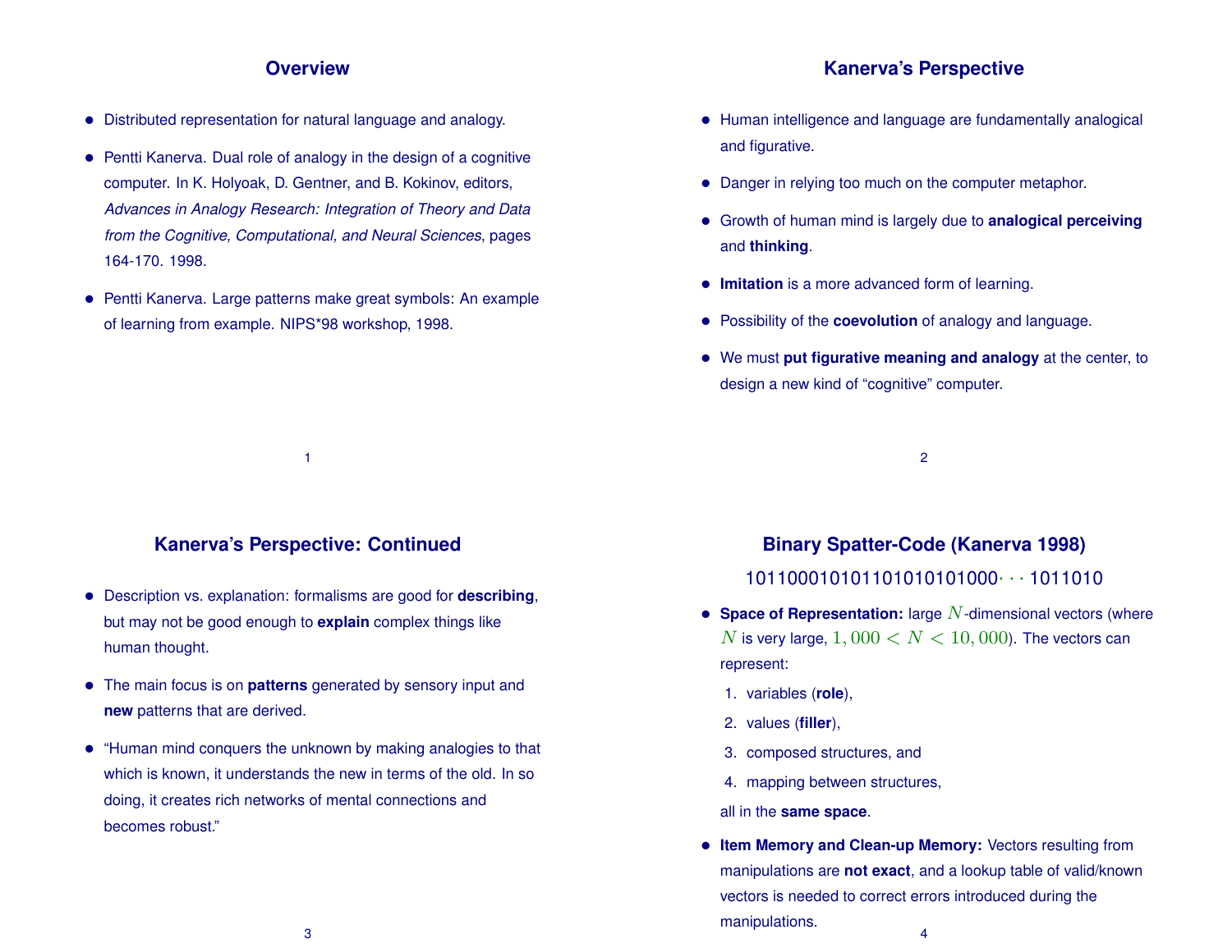## Overview

- Distributed representation for natural language and analogy.
- Pentti Kanerva. Dual role of analogy in the design of a cognitive computer. In K. Holyoak, D. Gentner, and B. Kokinov, editors, *Advances in Analogy Research: Integration of Theory and Data from the Cognitive, Computational, and Neural Sciences*, pages 164-170. 1998.
- Pentti Kanerva. Large patterns make great symbols: An example of learning from example. NIPS*98 workshop, 1998.

## Kanerva's Perspective

- Human intelligence and language are fundamentally analogical and figurative.
- Danger in relying too much on the computer metaphor.
- Growth of human mind is largely due to **analogical perceiving** and **thinking**.
- **Imitation** is a more advanced form of learning.
- Possibility of the **coevolution** of analogy and language.
- We must **put figurative meaning and analogy** at the center, to design a new kind of "cognitive" computer.

## Kanerva's Perspective: Continued

- Description vs. explanation: formalisms are good for **describing**, but may not be good enough to **explain** complex things like human thought.
- The main focus is on **patterns** generated by sensory input and **new** patterns that are derived.
- "Human mind conquers the unknown by making analogies to that which is known, it understands the new in terms of the old. In so doing, it creates rich networks of mental connections and becomes robust."

## Binary Spatter-Code (Kanerva 1998)

1011000101011010101010000 $\cdots$ 1011010

- **Space of Representation:** large $N$-dimensional vectors (where $N$ is very large, $1,000 < N < 10,000$). The vectors can represent:
  1. variables (**role**),
  2. values (**filler**),
  3. composed structures, and
  4. mapping between structures,

  all in the **same space**.
- **Item Memory and Clean-up Memory:** Vectors resulting from manipulations are **not exact**, and a lookup table of valid/known vectors is needed to correct errors introduced during the manipulations.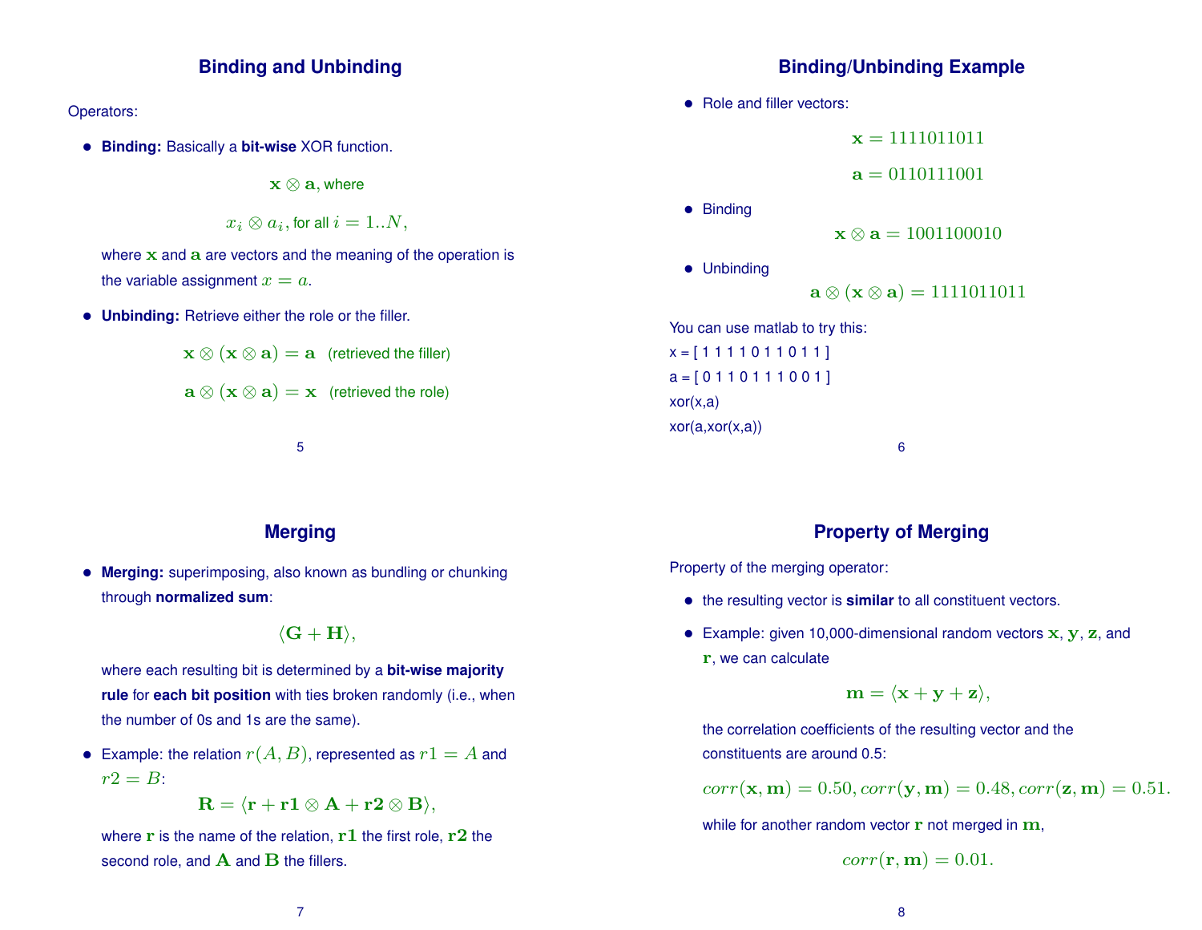## Binding and Unbinding

Operators:

- **Binding:** Basically a **bit-wise** XOR function.

$$\mathbf{x} \otimes \mathbf{a}, \text{ where}$$

$$x_i \otimes a_i, \text{ for all } i = 1..N,$$

where $\mathbf{x}$ and $\mathbf{a}$ are vectors and the meaning of the operation is the variable assignment $x = a$.

- **Unbinding:** Retrieve either the role or the filler.

$$\mathbf{x} \otimes (\mathbf{x} \otimes \mathbf{a}) = \mathbf{a} \quad \text{(retrieved the filler)}$$

$$\mathbf{a} \otimes (\mathbf{x} \otimes \mathbf{a}) = \mathbf{x} \quad \text{(retrieved the role)}$$

## Binding/Unbinding Example

- Role and filler vectors:

$$\mathbf{x} = 1111011011$$

$$\mathbf{a} = 0110111001$$

- Binding

$$\mathbf{x} \otimes \mathbf{a} = 1001100010$$

- Unbinding

$$\mathbf{a} \otimes (\mathbf{x} \otimes \mathbf{a}) = 1111011011$$

You can use matlab to try this:

```
x = [ 1 1 1 1 0 1 1 0 1 1 ]
a = [ 0 1 1 0 1 1 1 0 0 1 ]
xor(x,a)
xor(a,xor(x,a))
```

## Merging

- **Merging:** superimposing, also known as bundling or chunking through **normalized sum**:

$$\langle \mathbf{G} + \mathbf{H} \rangle,$$

where each resulting bit is determined by a **bit-wise majority rule** for **each bit position** with ties broken randomly (i.e., when the number of 0s and 1s are the same).

- Example: the relation $r(A, B)$, represented as $r1 = A$ and $r2 = B$:

$$\mathbf{R} = \langle \mathbf{r} + \mathbf{r1} \otimes \mathbf{A} + \mathbf{r2} \otimes \mathbf{B} \rangle,$$

where $\mathbf{r}$ is the name of the relation, $\mathbf{r1}$ the first role, $\mathbf{r2}$ the second role, and $\mathbf{A}$ and $\mathbf{B}$ the fillers.

## Property of Merging

Property of the merging operator:

- the resulting vector is **similar** to all constituent vectors.
- Example: given 10,000-dimensional random vectors $\mathbf{x}$, $\mathbf{y}$, $\mathbf{z}$, and $\mathbf{r}$, we can calculate

$$\mathbf{m} = \langle \mathbf{x} + \mathbf{y} + \mathbf{z} \rangle,$$

the correlation coefficients of the resulting vector and the constituents are around 0.5:

$$corr(\mathbf{x}, \mathbf{m}) = 0.50, corr(\mathbf{y}, \mathbf{m}) = 0.48, corr(\mathbf{z}, \mathbf{m}) = 0.51.$$

while for another random vector $\mathbf{r}$ not merged in $\mathbf{m}$,

$$corr(\mathbf{r}, \mathbf{m}) = 0.01.$$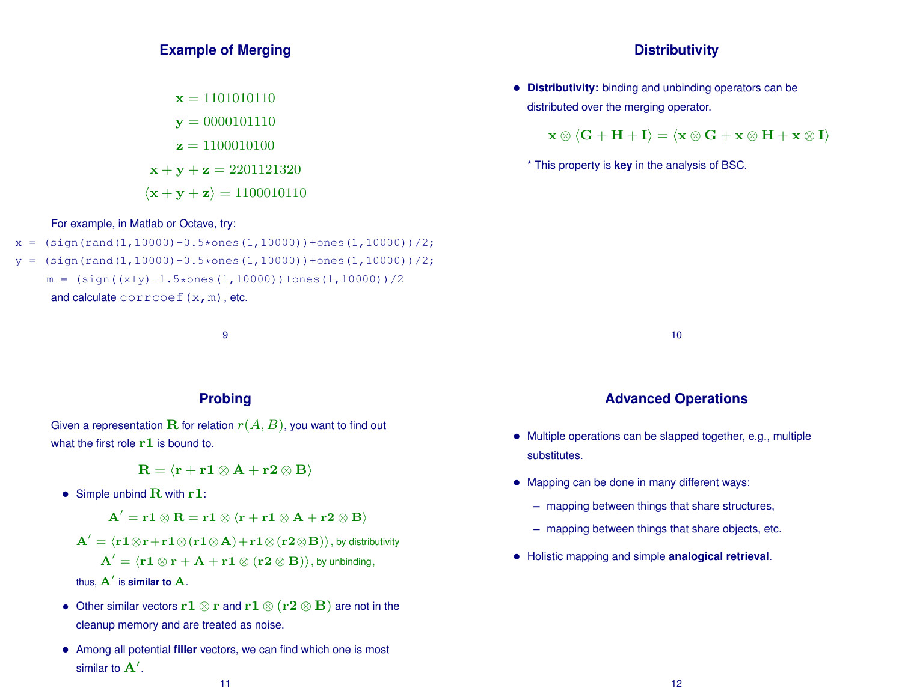## Example of Merging

$$\mathbf{x} = 1101010110$$
$$\mathbf{y} = 0000101110$$
$$\mathbf{z} = 1100010100$$
$$\mathbf{x} + \mathbf{y} + \mathbf{z} = 2201121320$$
$$\langle \mathbf{x} + \mathbf{y} + \mathbf{z} \rangle = 1100010110$$

For example, in Matlab or Octave, try:

```
x = (sign(rand(1,10000)-0.5*ones(1,10000))+ones(1,10000))/2;
y = (sign(rand(1,10000)-0.5*ones(1,10000))+ones(1,10000))/2;
m = (sign((x+y)-1.5*ones(1,10000))+ones(1,10000))/2
```

and calculate `corrcoef(x,m)`, etc.

## Distributivity

- **Distributivity:** binding and unbinding operators can be distributed over the merging operator.

$$\mathbf{x} \otimes \langle \mathbf{G} + \mathbf{H} + \mathbf{I} \rangle = \langle \mathbf{x} \otimes \mathbf{G} + \mathbf{x} \otimes \mathbf{H} + \mathbf{x} \otimes \mathbf{I} \rangle$$

\* This property is **key** in the analysis of BSC.

## Probing

Given a representation $\mathbf{R}$ for relation $r(A, B)$, you want to find out what the first role $\mathbf{r1}$ is bound to.

$$\mathbf{R} = \langle \mathbf{r} + \mathbf{r1} \otimes \mathbf{A} + \mathbf{r2} \otimes \mathbf{B} \rangle$$

- Simple unbind $\mathbf{R}$ with $\mathbf{r1}$:

$$\mathbf{A}' = \mathbf{r1} \otimes \mathbf{R} = \mathbf{r1} \otimes \langle \mathbf{r} + \mathbf{r1} \otimes \mathbf{A} + \mathbf{r2} \otimes \mathbf{B} \rangle$$

$\mathbf{A}' = \langle \mathbf{r1} \otimes \mathbf{r} + \mathbf{r1} \otimes (\mathbf{r1} \otimes \mathbf{A}) + \mathbf{r1} \otimes (\mathbf{r2} \otimes \mathbf{B}) \rangle$, by distributivity

$\mathbf{A}' = \langle \mathbf{r1} \otimes \mathbf{r} + \mathbf{A} + \mathbf{r1} \otimes (\mathbf{r2} \otimes \mathbf{B}) \rangle$, by unbinding,

thus, $\mathbf{A}'$ is **similar to** $\mathbf{A}$.

- Other similar vectors $\mathbf{r1} \otimes \mathbf{r}$ and $\mathbf{r1} \otimes (\mathbf{r2} \otimes \mathbf{B})$ are not in the cleanup memory and are treated as noise.
- Among all potential **filler** vectors, we can find which one is most similar to $\mathbf{A}'$.

## Advanced Operations

- Multiple operations can be slapped together, e.g., multiple substitutes.
- Mapping can be done in many different ways:
  - mapping between things that share structures,
  - mapping between things that share objects, etc.
- Holistic mapping and simple **analogical retrieval**.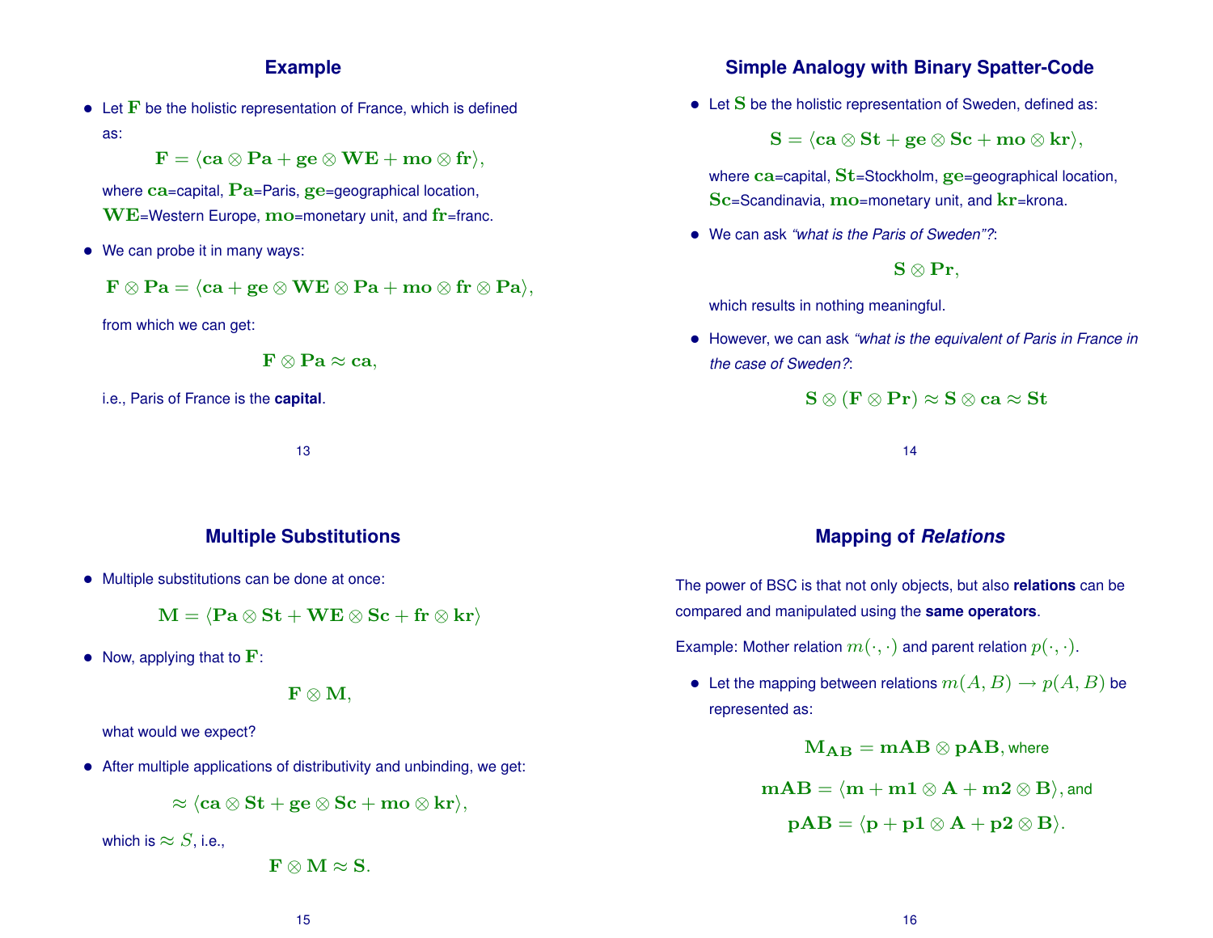## Example

- Let $\mathbf{F}$ be the holistic representation of France, which is defined as:

$$\mathbf{F} = \langle \mathbf{ca} \otimes \mathbf{Pa} + \mathbf{ge} \otimes \mathbf{WE} + \mathbf{mo} \otimes \mathbf{fr} \rangle,$$

where $\mathbf{ca}$=capital, $\mathbf{Pa}$=Paris, $\mathbf{ge}$=geographical location, $\mathbf{WE}$=Western Europe, $\mathbf{mo}$=monetary unit, and $\mathbf{fr}$=franc.

- We can probe it in many ways:

$$\mathbf{F} \otimes \mathbf{Pa} = \langle \mathbf{ca} + \mathbf{ge} \otimes \mathbf{WE} \otimes \mathbf{Pa} + \mathbf{mo} \otimes \mathbf{fr} \otimes \mathbf{Pa} \rangle,$$

from which we can get:

$$\mathbf{F} \otimes \mathbf{Pa} \approx \mathbf{ca},$$

i.e., Paris of France is the **capital**.

## Simple Analogy with Binary Spatter-Code

- Let $\mathbf{S}$ be the holistic representation of Sweden, defined as:

$$\mathbf{S} = \langle \mathbf{ca} \otimes \mathbf{St} + \mathbf{ge} \otimes \mathbf{Sc} + \mathbf{mo} \otimes \mathbf{kr} \rangle,$$

where $\mathbf{ca}$=capital, $\mathbf{St}$=Stockholm, $\mathbf{ge}$=geographical location, $\mathbf{Sc}$=Scandinavia, $\mathbf{mo}$=monetary unit, and $\mathbf{kr}$=krona.

- We can ask *"what is the Paris of Sweden"?*:

$$\mathbf{S} \otimes \mathbf{Pr},$$

which results in nothing meaningful.

- However, we can ask *"what is the equivalent of Paris in France in the case of Sweden?*:

$$\mathbf{S} \otimes (\mathbf{F} \otimes \mathbf{Pr}) \approx \mathbf{S} \otimes \mathbf{ca} \approx \mathbf{St}$$

## Multiple Substitutions

- Multiple substitutions can be done at once:

$$\mathbf{M} = \langle \mathbf{Pa} \otimes \mathbf{St} + \mathbf{WE} \otimes \mathbf{Sc} + \mathbf{fr} \otimes \mathbf{kr} \rangle$$

- Now, applying that to $\mathbf{F}$:

$$\mathbf{F} \otimes \mathbf{M},$$

what would we expect?

- After multiple applications of distributivity and unbinding, we get:

$$\approx \langle \mathbf{ca} \otimes \mathbf{St} + \mathbf{ge} \otimes \mathbf{Sc} + \mathbf{mo} \otimes \mathbf{kr} \rangle,$$

which is $\approx S$, i.e.,

$$\mathbf{F} \otimes \mathbf{M} \approx \mathbf{S}.$$

## Mapping of ***Relations***

The power of BSC is that not only objects, but also **relations** can be compared and manipulated using the **same operators**.

Example: Mother relation $m(\cdot,\cdot)$ and parent relation $p(\cdot,\cdot)$.

- Let the mapping between relations $m(A,B) \rightarrow p(A,B)$ be represented as:

$$\mathbf{M_{AB}} = \mathbf{mAB} \otimes \mathbf{pAB}, \text{ where}$$

$$\mathbf{mAB} = \langle \mathbf{m} + \mathbf{m1} \otimes \mathbf{A} + \mathbf{m2} \otimes \mathbf{B} \rangle, \text{ and}$$

$$\mathbf{pAB} = \langle \mathbf{p} + \mathbf{p1} \otimes \mathbf{A} + \mathbf{p2} \otimes \mathbf{B} \rangle.$$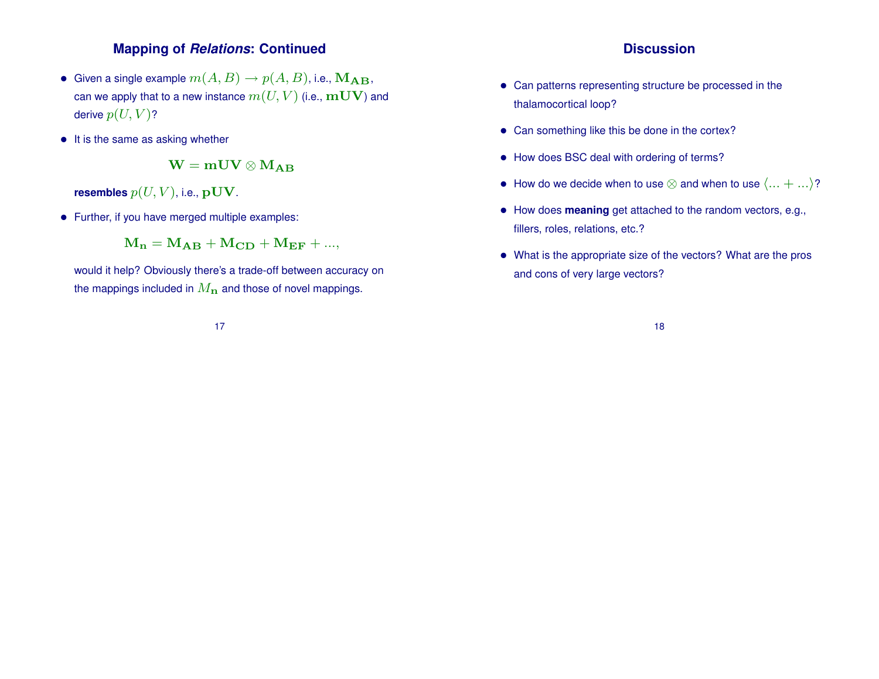## Mapping of ***Relations***: Continued

- Given a single example $m(A, B) \rightarrow p(A, B)$, i.e., $\mathbf{M_{AB}}$, can we apply that to a new instance $m(U, V)$ (i.e., $\mathbf{mUV}$) and derive $p(U, V)$?
- It is the same as asking whether

$$\mathbf{W} = \mathbf{mUV} \otimes \mathbf{M_{AB}}$$

  **resembles** $p(U, V)$, i.e., $\mathbf{pUV}$.

- Further, if you have merged multiple examples:

$$\mathbf{M_n} = \mathbf{M_{AB}} + \mathbf{M_{CD}} + \mathbf{M_{EF}} + ...,$$

  would it help? Obviously there's a trade-off between accuracy on the mappings included in $M_{\mathbf{n}}$ and those of novel mappings.

## Discussion

- Can patterns representing structure be processed in the thalamocortical loop?
- Can something like this be done in the cortex?
- How does BSC deal with ordering of terms?
- How do we decide when to use $\otimes$ and when to use $\langle ... + ... \rangle$?
- How does **meaning** get attached to the random vectors, e.g., fillers, roles, relations, etc.?
- What is the appropriate size of the vectors? What are the pros and cons of very large vectors?